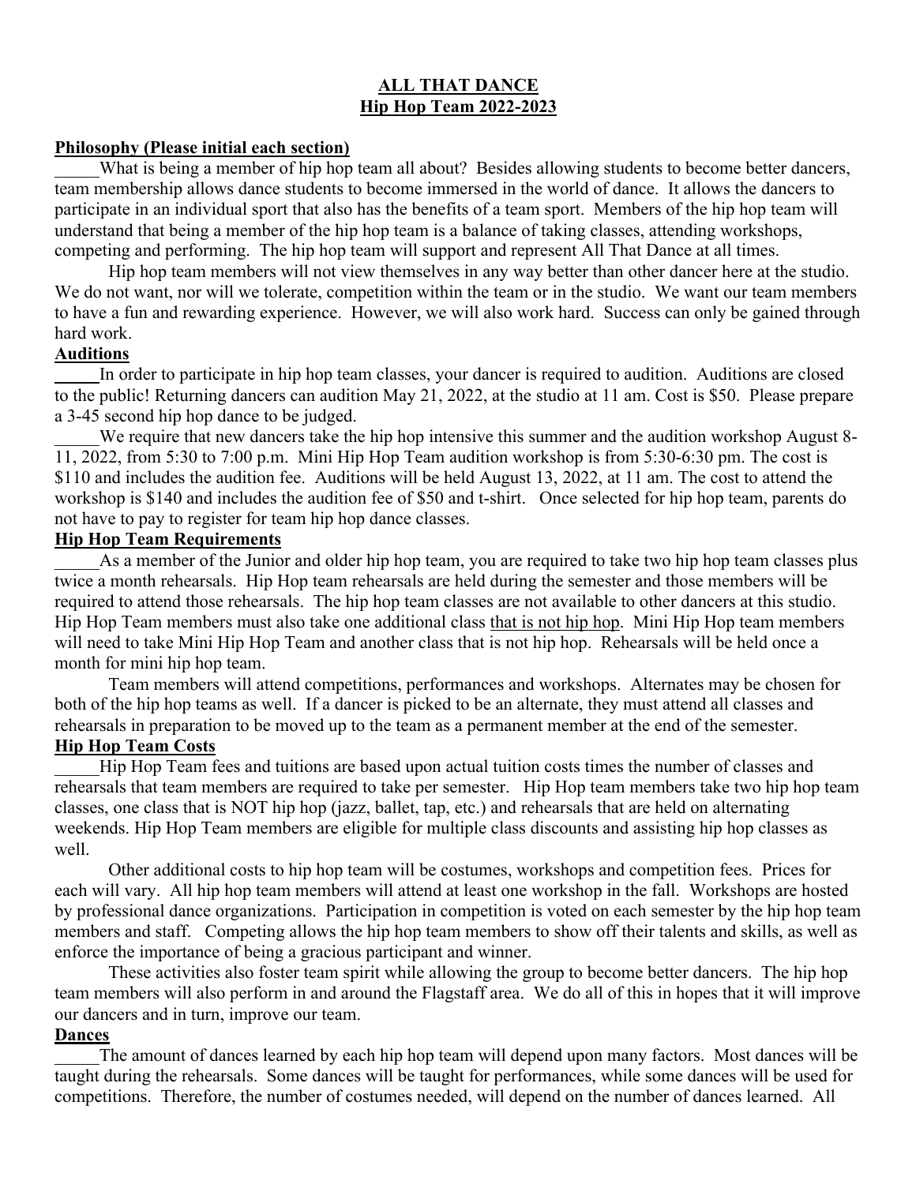# ALL THAT DANCE
## Hip Hop Team 2022-2023

**Philosophy (Please initial each section)**

_____What is being a member of hip hop team all about? Besides allowing students to become better dancers, team membership allows dance students to become immersed in the world of dance. It allows the dancers to participate in an individual sport that also has the benefits of a team sport. Members of the hip hop team will understand that being a member of the hip hop team is a balance of taking classes, attending workshops, competing and performing. The hip hop team will support and represent All That Dance at all times.

Hip hop team members will not view themselves in any way better than other dancer here at the studio. We do not want, nor will we tolerate, competition within the team or in the studio. We want our team members to have a fun and rewarding experience. However, we will also work hard. Success can only be gained through hard work.

**Auditions**

_____In order to participate in hip hop team classes, your dancer is required to audition. Auditions are closed to the public! Returning dancers can audition May 21, 2022, at the studio at 11 am. Cost is $50. Please prepare a 3-45 second hip hop dance to be judged.

_____We require that new dancers take the hip hop intensive this summer and the audition workshop August 8-11, 2022, from 5:30 to 7:00 p.m. Mini Hip Hop Team audition workshop is from 5:30-6:30 pm. The cost is $110 and includes the audition fee. Auditions will be held August 13, 2022, at 11 am. The cost to attend the workshop is $140 and includes the audition fee of $50 and t-shirt. Once selected for hip hop team, parents do not have to pay to register for team hip hop dance classes.

**Hip Hop Team Requirements**

_____As a member of the Junior and older hip hop team, you are required to take two hip hop team classes plus twice a month rehearsals. Hip Hop team rehearsals are held during the semester and those members will be required to attend those rehearsals. The hip hop team classes are not available to other dancers at this studio. Hip Hop Team members must also take one additional class that is not hip hop. Mini Hip Hop team members will need to take Mini Hip Hop Team and another class that is not hip hop. Rehearsals will be held once a month for mini hip hop team.

Team members will attend competitions, performances and workshops. Alternates may be chosen for both of the hip hop teams as well. If a dancer is picked to be an alternate, they must attend all classes and rehearsals in preparation to be moved up to the team as a permanent member at the end of the semester.

**Hip Hop Team Costs**

_____Hip Hop Team fees and tuitions are based upon actual tuition costs times the number of classes and rehearsals that team members are required to take per semester. Hip Hop team members take two hip hop team classes, one class that is NOT hip hop (jazz, ballet, tap, etc.) and rehearsals that are held on alternating weekends. Hip Hop Team members are eligible for multiple class discounts and assisting hip hop classes as well.

Other additional costs to hip hop team will be costumes, workshops and competition fees. Prices for each will vary. All hip hop team members will attend at least one workshop in the fall. Workshops are hosted by professional dance organizations. Participation in competition is voted on each semester by the hip hop team members and staff. Competing allows the hip hop team members to show off their talents and skills, as well as enforce the importance of being a gracious participant and winner.

These activities also foster team spirit while allowing the group to become better dancers. The hip hop team members will also perform in and around the Flagstaff area. We do all of this in hopes that it will improve our dancers and in turn, improve our team.

**Dances**

_____The amount of dances learned by each hip hop team will depend upon many factors. Most dances will be taught during the rehearsals. Some dances will be taught for performances, while some dances will be used for competitions. Therefore, the number of costumes needed, will depend on the number of dances learned. All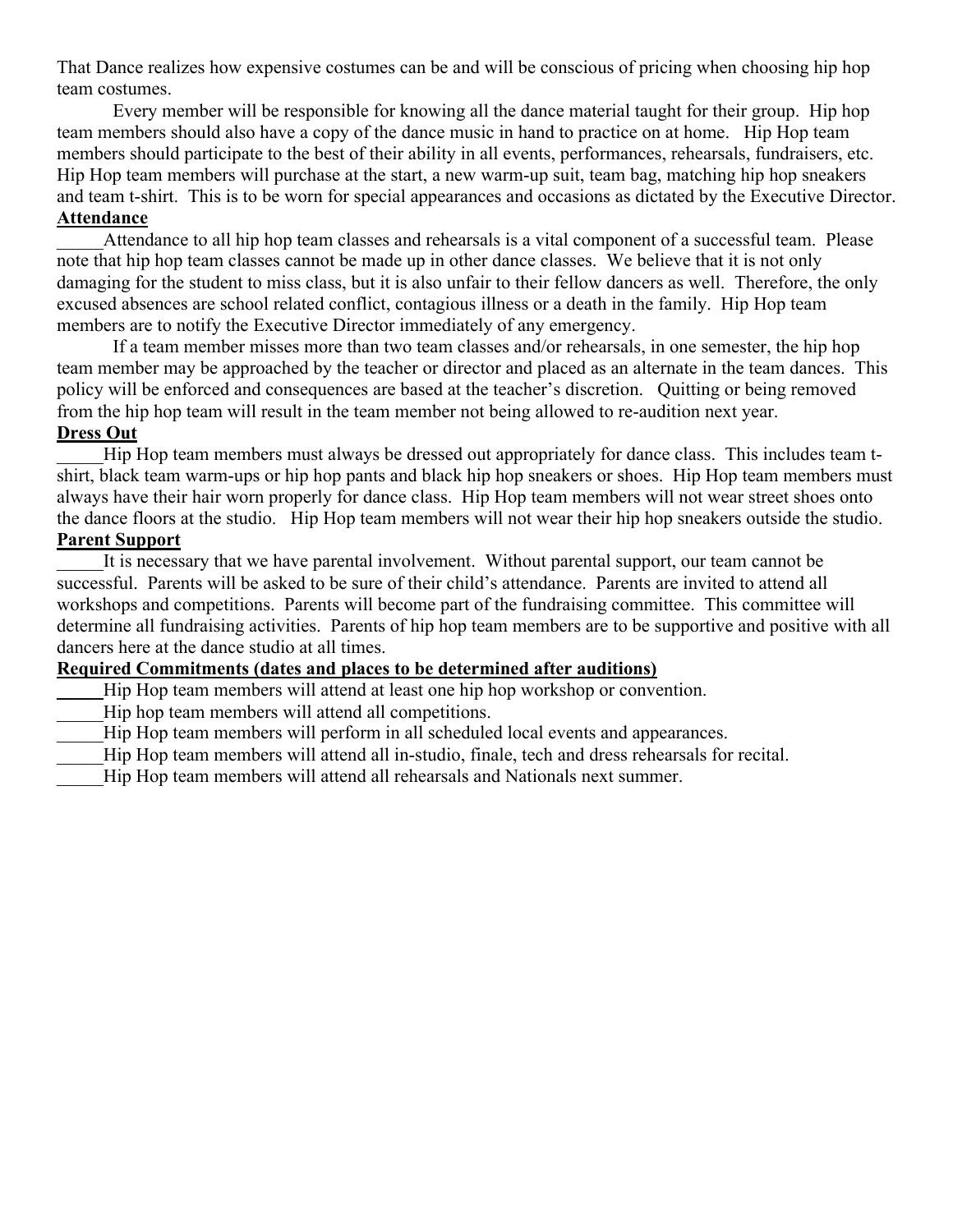That Dance realizes how expensive costumes can be and will be conscious of pricing when choosing hip hop team costumes.

Every member will be responsible for knowing all the dance material taught for their group. Hip hop team members should also have a copy of the dance music in hand to practice on at home. Hip Hop team members should participate to the best of their ability in all events, performances, rehearsals, fundraisers, etc. Hip Hop team members will purchase at the start, a new warm-up suit, team bag, matching hip hop sneakers and team t-shirt. This is to be worn for special appearances and occasions as dictated by the Executive Director.

**Attendance**

_____Attendance to all hip hop team classes and rehearsals is a vital component of a successful team. Please note that hip hop team classes cannot be made up in other dance classes. We believe that it is not only damaging for the student to miss class, but it is also unfair to their fellow dancers as well. Therefore, the only excused absences are school related conflict, contagious illness or a death in the family. Hip Hop team members are to notify the Executive Director immediately of any emergency.

If a team member misses more than two team classes and/or rehearsals, in one semester, the hip hop team member may be approached by the teacher or director and placed as an alternate in the team dances. This policy will be enforced and consequences are based at the teacher's discretion. Quitting or being removed from the hip hop team will result in the team member not being allowed to re-audition next year.

**Dress Out**

_____Hip Hop team members must always be dressed out appropriately for dance class. This includes team t-shirt, black team warm-ups or hip hop pants and black hip hop sneakers or shoes. Hip Hop team members must always have their hair worn properly for dance class. Hip Hop team members will not wear street shoes onto the dance floors at the studio. Hip Hop team members will not wear their hip hop sneakers outside the studio.

**Parent Support**

_____It is necessary that we have parental involvement. Without parental support, our team cannot be successful. Parents will be asked to be sure of their child's attendance. Parents are invited to attend all workshops and competitions. Parents will become part of the fundraising committee. This committee will determine all fundraising activities. Parents of hip hop team members are to be supportive and positive with all dancers here at the dance studio at all times.

**Required Commitments (dates and places to be determined after auditions)**

_____Hip Hop team members will attend at least one hip hop workshop or convention.  
_____Hip hop team members will attend all competitions.  
_____Hip Hop team members will perform in all scheduled local events and appearances.  
_____Hip Hop team members will attend all in-studio, finale, tech and dress rehearsals for recital.  
_____Hip Hop team members will attend all rehearsals and Nationals next summer.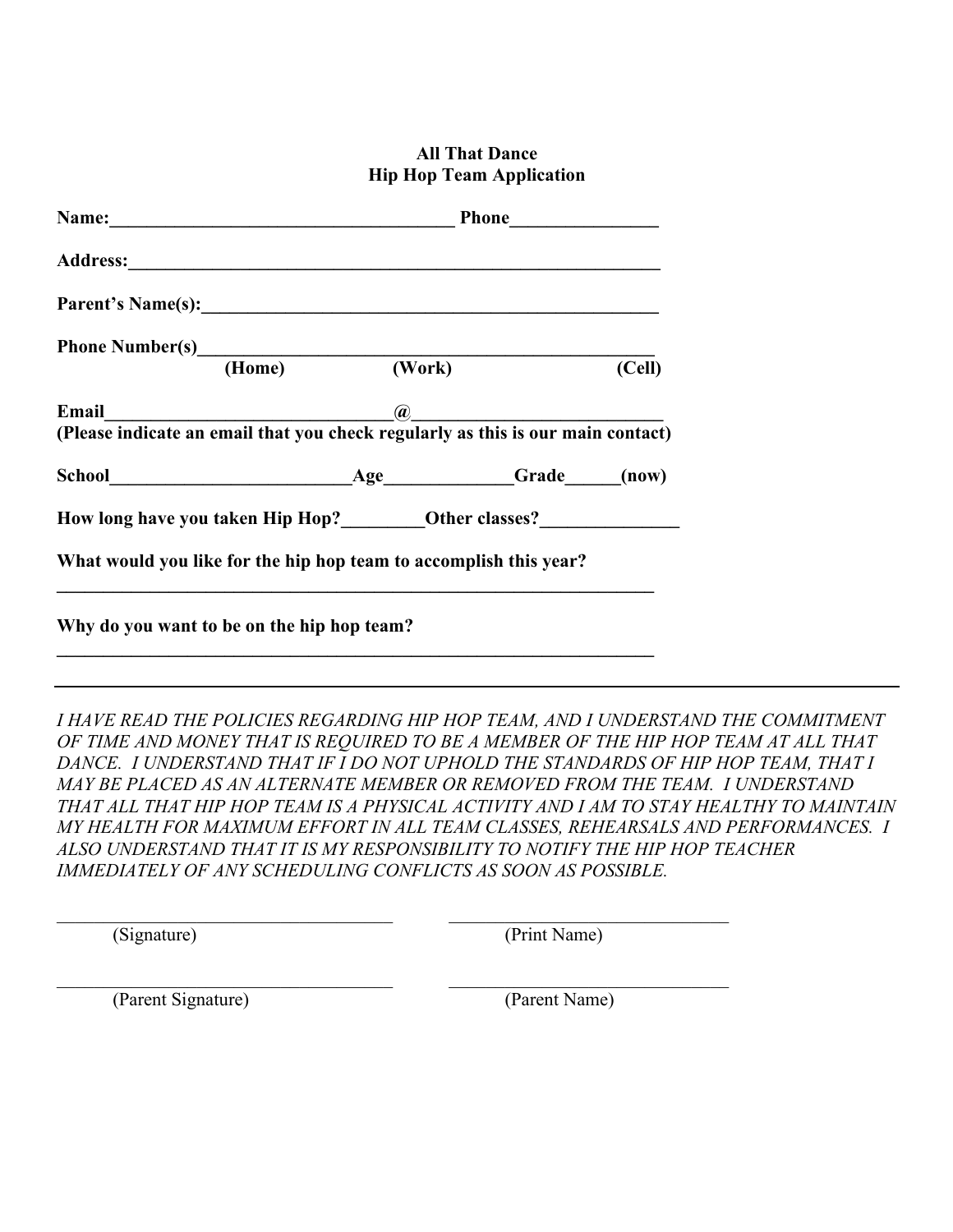**All That Dance**
**Hip Hop Team Application**

**Name:_____________________________________ Phone_______________**

**Address:__________________________________________________________**

**Parent's Name(s):__________________________________________________**

**Phone Number(s)___________________________________________________**
**(Home) (Work) (Cell)**

**Email______________________________@_________________________**
**(Please indicate an email that you check regularly as this is our main contact)**

**School_________________________Age_____________Grade_____(now)**

**How long have you taken Hip Hop?________Other classes?______________**

**What would you like for the hip hop team to accomplish this year?**
**_____________________________________________________________________**

**Why do you want to be on the hip hop team?**
**_____________________________________________________________________**

---

*I HAVE READ THE POLICIES REGARDING HIP HOP TEAM, AND I UNDERSTAND THE COMMITMENT OF TIME AND MONEY THAT IS REQUIRED TO BE A MEMBER OF THE HIP HOP TEAM AT ALL THAT DANCE. I UNDERSTAND THAT IF I DO NOT UPHOLD THE STANDARDS OF HIP HOP TEAM, THAT I MAY BE PLACED AS AN ALTERNATE MEMBER OR REMOVED FROM THE TEAM. I UNDERSTAND THAT ALL THAT HIP HOP TEAM IS A PHYSICAL ACTIVITY AND I AM TO STAY HEALTHY TO MAINTAIN MY HEALTH FOR MAXIMUM EFFORT IN ALL TEAM CLASSES, REHEARSALS AND PERFORMANCES. I ALSO UNDERSTAND THAT IT IS MY RESPONSIBILITY TO NOTIFY THE HIP HOP TEACHER IMMEDIATELY OF ANY SCHEDULING CONFLICTS AS SOON AS POSSIBLE.*

___________________________________ ______________________________
(Signature) (Print Name)

___________________________________ ______________________________
(Parent Signature) (Parent Name)